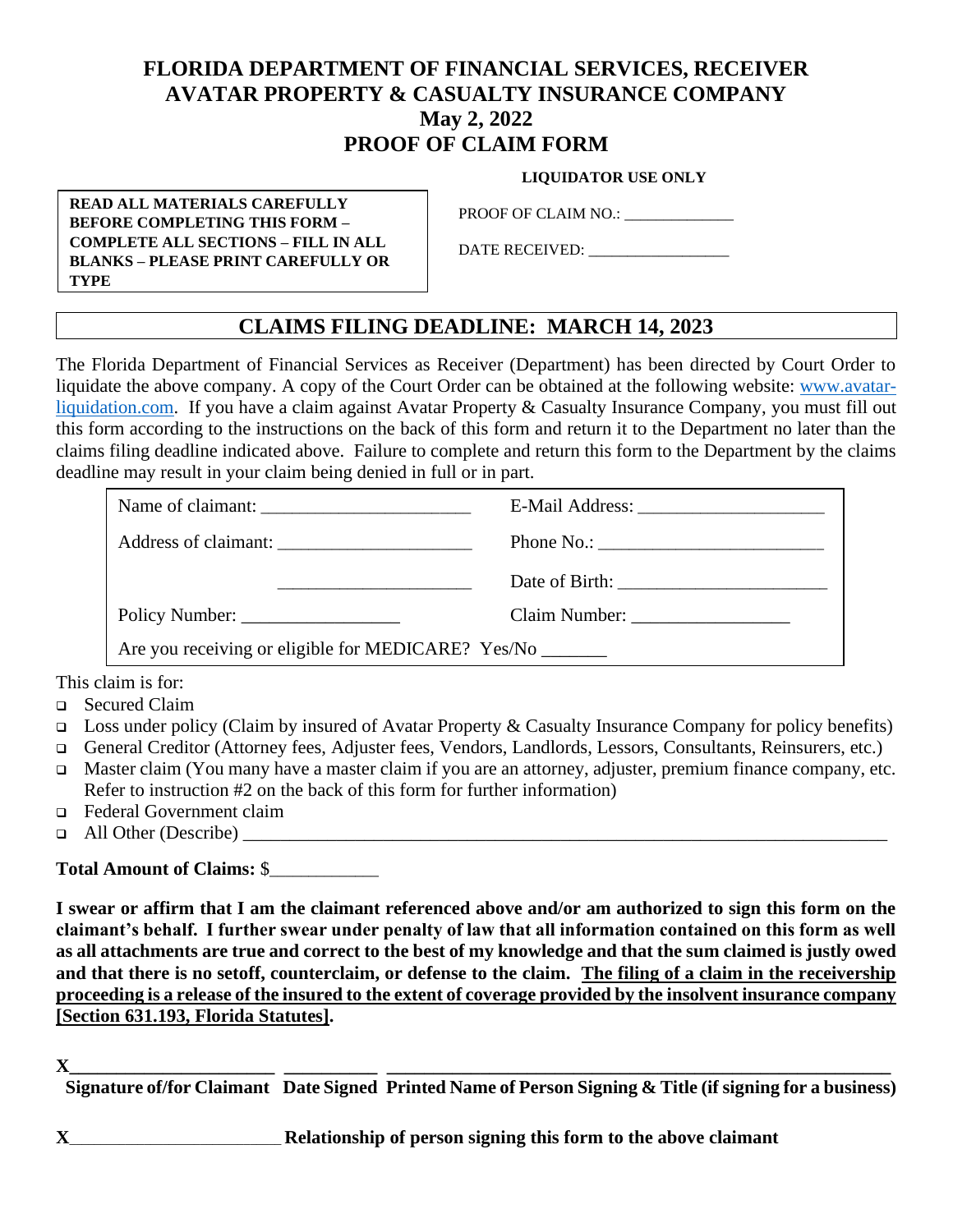# FLORIDA DEPARTMENT OF FINANCIAL SERVICES, RECEIVER
# AVATAR PROPERTY & CASUALTY INSURANCE COMPANY
# May 2, 2022
# PROOF OF CLAIM FORM

**READ ALL MATERIALS CAREFULLY BEFORE COMPLETING THIS FORM – COMPLETE ALL SECTIONS – FILL IN ALL BLANKS – PLEASE PRINT CAREFULLY OR TYPE**

**LIQUIDATOR USE ONLY**

PROOF OF CLAIM NO.: ______________

DATE RECEIVED: __________________

## CLAIMS FILING DEADLINE: MARCH 14, 2023

The Florida Department of Financial Services as Receiver (Department) has been directed by Court Order to liquidate the above company. A copy of the Court Order can be obtained at the following website: www.avatar-liquidation.com. If you have a claim against Avatar Property & Casualty Insurance Company, you must fill out this form according to the instructions on the back of this form and return it to the Department no later than the claims filing deadline indicated above. Failure to complete and return this form to the Department by the claims deadline may result in your claim being denied in full or in part.

| | |
|---|---|
| Name of claimant: ______________________ | E-Mail Address: ____________________ |
| Address of claimant: ____________________ | Phone No.: ________________________ |
| ____________________ | Date of Birth: ______________________ |
| Policy Number: _________________ | Claim Number: _________________ |
| Are you receiving or eligible for MEDICARE? Yes/No _______ | |

This claim is for:

- ❑ Secured Claim
- ❑ Loss under policy (Claim by insured of Avatar Property & Casualty Insurance Company for policy benefits)
- ❑ General Creditor (Attorney fees, Adjuster fees, Vendors, Landlords, Lessors, Consultants, Reinsurers, etc.)
- ❑ Master claim (You many have a master claim if you are an attorney, adjuster, premium finance company, etc. Refer to instruction #2 on the back of this form for further information)
- ❑ Federal Government claim
- ❑ All Other (Describe) ______________________________________________________________________

**Total Amount of Claims:** $___________

**I swear or affirm that I am the claimant referenced above and/or am authorized to sign this form on the claimant's behalf. I further swear under penalty of law that all information contained on this form as well as all attachments are true and correct to the best of my knowledge and that the sum claimed is justly owed and that there is no setoff, counterclaim, or defense to the claim. <u>The filing of a claim in the receivership proceeding is a release of the insured to the extent of coverage provided by the insolvent insurance company [Section 631.193, Florida Statutes]</u>.**

**X______________________ __________ ________________________________________________________**

**Signature of/for Claimant   Date Signed   Printed Name of Person Signing & Title (if signing for a business)**

**X**______________________ **Relationship of person signing this form to the above claimant**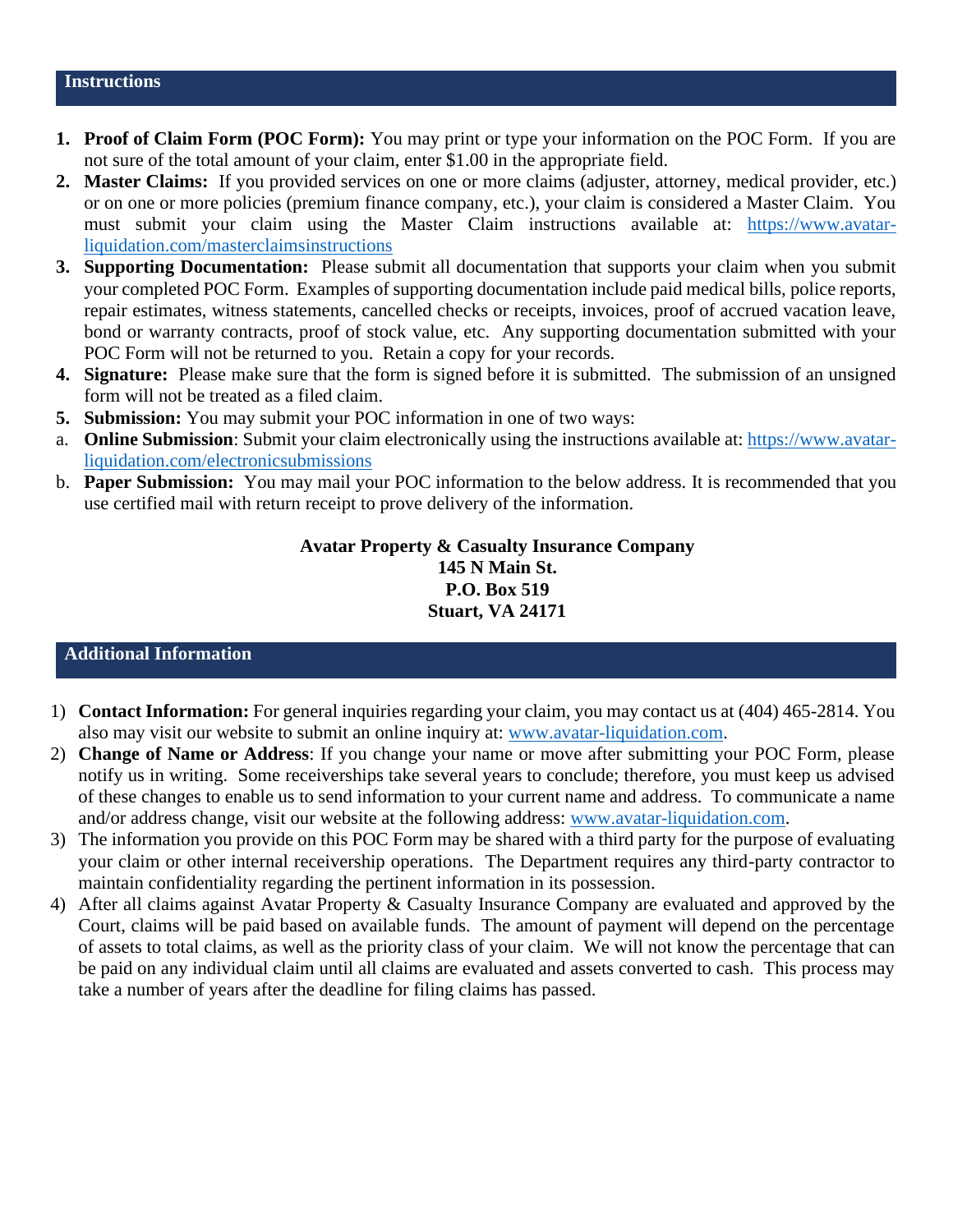## Instructions

1. **Proof of Claim Form (POC Form):** You may print or type your information on the POC Form. If you are not sure of the total amount of your claim, enter $1.00 in the appropriate field.
2. **Master Claims:** If you provided services on one or more claims (adjuster, attorney, medical provider, etc.) or on one or more policies (premium finance company, etc.), your claim is considered a Master Claim. You must submit your claim using the Master Claim instructions available at: https://www.avatar-liquidation.com/masterclaimsinstructions
3. **Supporting Documentation:** Please submit all documentation that supports your claim when you submit your completed POC Form. Examples of supporting documentation include paid medical bills, police reports, repair estimates, witness statements, cancelled checks or receipts, invoices, proof of accrued vacation leave, bond or warranty contracts, proof of stock value, etc. Any supporting documentation submitted with your POC Form will not be returned to you. Retain a copy for your records.
4. **Signature:** Please make sure that the form is signed before it is submitted. The submission of an unsigned form will not be treated as a filed claim.
5. **Submission:** You may submit your POC information in one of two ways:

a. **Online Submission**: Submit your claim electronically using the instructions available at: https://www.avatar-liquidation.com/electronicsubmissions

b. **Paper Submission:** You may mail your POC information to the below address. It is recommended that you use certified mail with return receipt to prove delivery of the information.

**Avatar Property & Casualty Insurance Company**
**145 N Main St.**
**P.O. Box 519**
**Stuart, VA 24171**

## Additional Information

1) **Contact Information:** For general inquiries regarding your claim, you may contact us at (404) 465-2814. You also may visit our website to submit an online inquiry at: www.avatar-liquidation.com.
2) **Change of Name or Address**: If you change your name or move after submitting your POC Form, please notify us in writing. Some receiverships take several years to conclude; therefore, you must keep us advised of these changes to enable us to send information to your current name and address. To communicate a name and/or address change, visit our website at the following address: www.avatar-liquidation.com.
3) The information you provide on this POC Form may be shared with a third party for the purpose of evaluating your claim or other internal receivership operations. The Department requires any third-party contractor to maintain confidentiality regarding the pertinent information in its possession.
4) After all claims against Avatar Property & Casualty Insurance Company are evaluated and approved by the Court, claims will be paid based on available funds. The amount of payment will depend on the percentage of assets to total claims, as well as the priority class of your claim. We will not know the percentage that can be paid on any individual claim until all claims are evaluated and assets converted to cash. This process may take a number of years after the deadline for filing claims has passed.